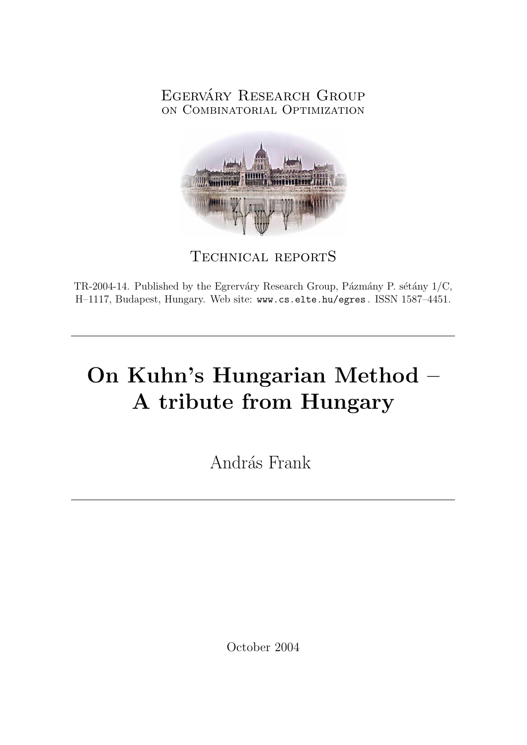Egerváry Research Group
on Combinatorial Optimization

Technical reportS

TR-2004-14. Published by the Egrerváry Research Group, Pázmány P. sétány 1/C, H–1117, Budapest, Hungary. Web site: www.cs.elte.hu/egres . ISSN 1587–4451.

---

# On Kuhn's Hungarian Method – A tribute from Hungary

András Frank

---

October 2004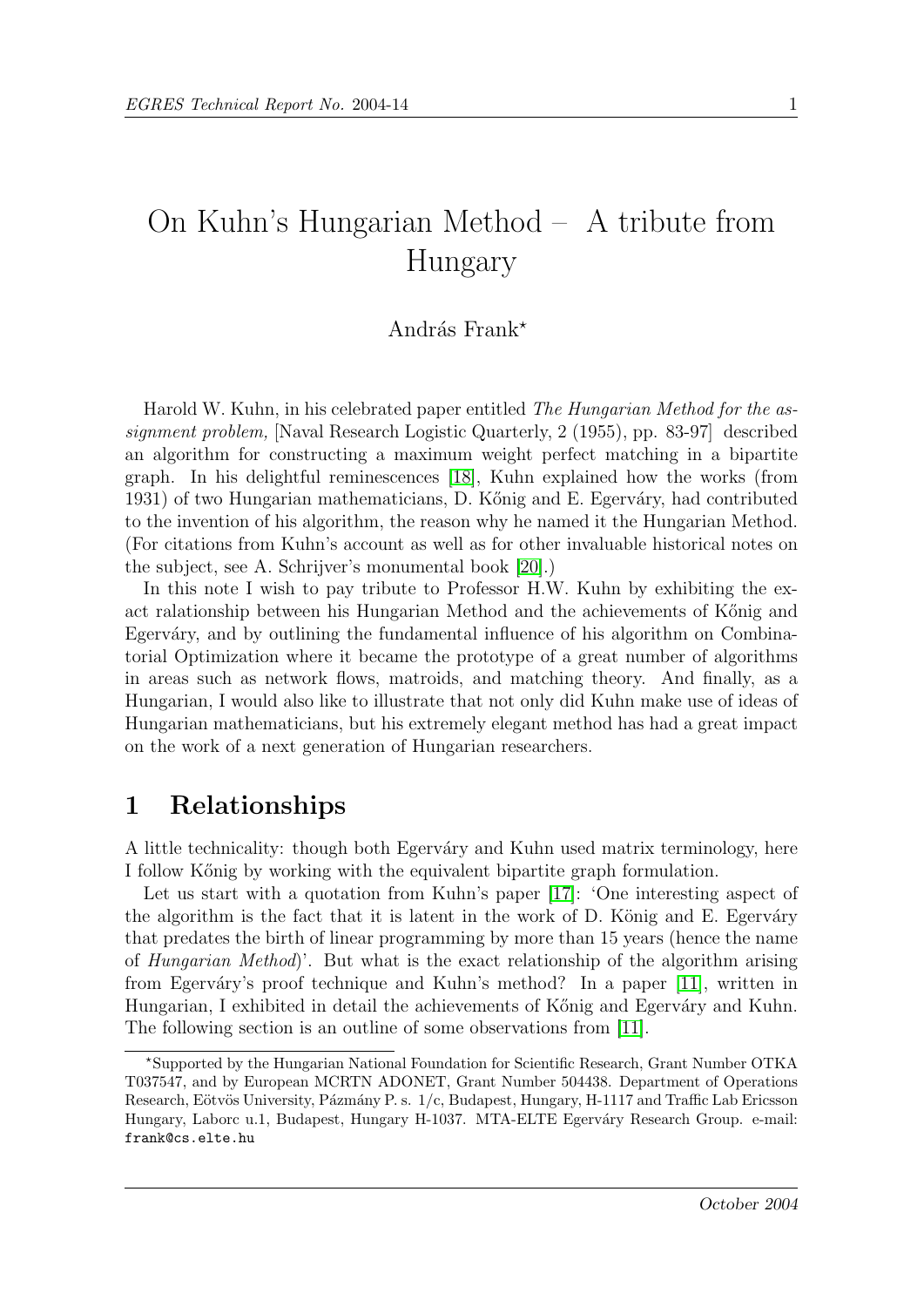# On Kuhn's Hungarian Method – A tribute from Hungary

András Frank*

Harold W. Kuhn, in his celebrated paper entitled *The Hungarian Method for the assignment problem,* [Naval Research Logistic Quarterly, 2 (1955), pp. 83-97] described an algorithm for constructing a maximum weight perfect matching in a bipartite graph. In his delightful reminescences [18], Kuhn explained how the works (from 1931) of two Hungarian mathematicians, D. Kőnig and E. Egerváry, had contributed to the invention of his algorithm, the reason why he named it the Hungarian Method. (For citations from Kuhn's account as well as for other invaluable historical notes on the subject, see A. Schrijver's monumental book [20].)

In this note I wish to pay tribute to Professor H.W. Kuhn by exhibiting the exact ralationship between his Hungarian Method and the achievements of Kőnig and Egerváry, and by outlining the fundamental influence of his algorithm on Combinatorial Optimization where it became the prototype of a great number of algorithms in areas such as network flows, matroids, and matching theory. And finally, as a Hungarian, I would also like to illustrate that not only did Kuhn make use of ideas of Hungarian mathematicians, but his extremely elegant method has had a great impact on the work of a next generation of Hungarian researchers.

## 1 Relationships

A little technicality: though both Egerváry and Kuhn used matrix terminology, here I follow Kőnig by working with the equivalent bipartite graph formulation.

Let us start with a quotation from Kuhn's paper [17]: 'One interesting aspect of the algorithm is the fact that it is latent in the work of D. König and E. Egerváry that predates the birth of linear programming by more than 15 years (hence the name of *Hungarian Method*)'. But what is the exact relationship of the algorithm arising from Egerváry's proof technique and Kuhn's method? In a paper [11], written in Hungarian, I exhibited in detail the achievements of Kőnig and Egerváry and Kuhn. The following section is an outline of some observations from [11].

*Supported by the Hungarian National Foundation for Scientific Research, Grant Number OTKA T037547, and by European MCRTN ADONET, Grant Number 504438. Department of Operations Research, Eötvös University, Pázmány P. s. 1/c, Budapest, Hungary, H-1117 and Traffic Lab Ericsson Hungary, Laborc u.1, Budapest, Hungary H-1037. MTA-ELTE Egerváry Research Group. e-mail: frank@cs.elte.hu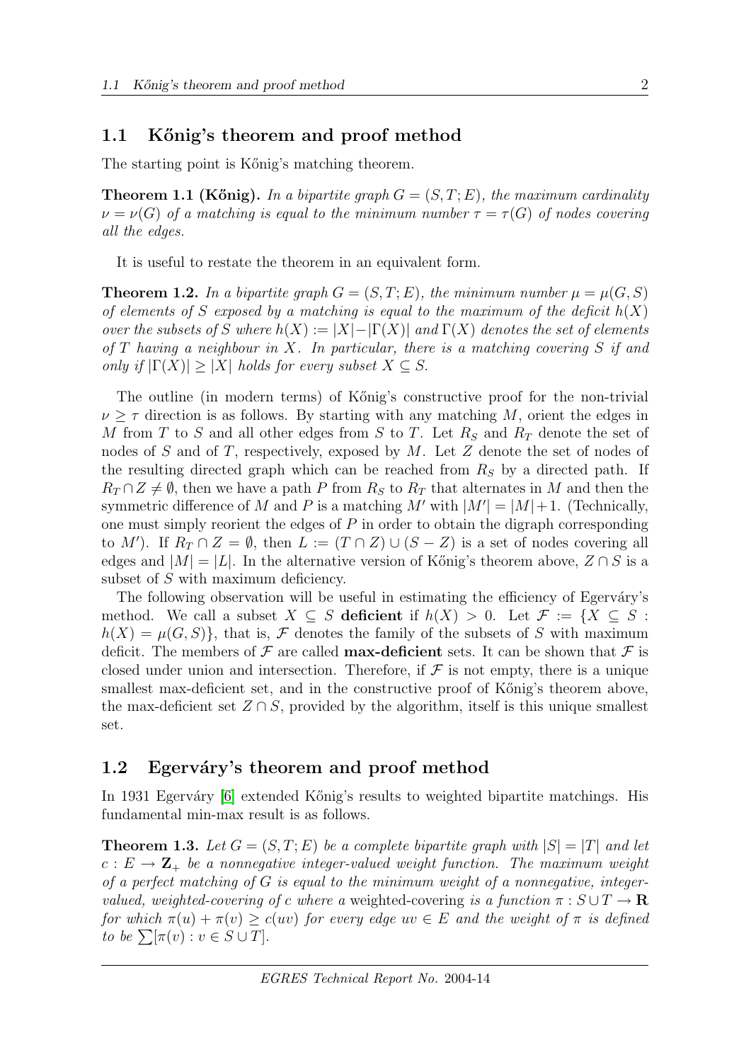## 1.1 Kőnig's theorem and proof method

The starting point is Kőnig's matching theorem.

**Theorem 1.1 (Kőnig).** *In a bipartite graph $G = (S, T; E)$, the maximum cardinality $\nu = \nu(G)$ of a matching is equal to the minimum number $\tau = \tau(G)$ of nodes covering all the edges.*

It is useful to restate the theorem in an equivalent form.

**Theorem 1.2.** *In a bipartite graph $G = (S, T; E)$, the minimum number $\mu = \mu(G, S)$ of elements of $S$ exposed by a matching is equal to the maximum of the deficit $h(X)$ over the subsets of $S$ where $h(X) := |X| - |\Gamma(X)|$ and $\Gamma(X)$ denotes the set of elements of $T$ having a neighbour in $X$. In particular, there is a matching covering $S$ if and only if $|\Gamma(X)| \geq |X|$ holds for every subset $X \subseteq S$.*

The outline (in modern terms) of Kőnig's constructive proof for the non-trivial $\nu \geq \tau$ direction is as follows. By starting with any matching $M$, orient the edges in $M$ from $T$ to $S$ and all other edges from $S$ to $T$. Let $R_S$ and $R_T$ denote the set of nodes of $S$ and of $T$, respectively, exposed by $M$. Let $Z$ denote the set of nodes of the resulting directed graph which can be reached from $R_S$ by a directed path. If $R_T \cap Z \neq \emptyset$, then we have a path $P$ from $R_S$ to $R_T$ that alternates in $M$ and then the symmetric difference of $M$ and $P$ is a matching $M'$ with $|M'| = |M| + 1$. (Technically, one must simply reorient the edges of $P$ in order to obtain the digraph corresponding to $M'$). If $R_T \cap Z = \emptyset$, then $L := (T \cap Z) \cup (S - Z)$ is a set of nodes covering all edges and $|M| = |L|$. In the alternative version of Kőnig's theorem above, $Z \cap S$ is a subset of $S$ with maximum deficiency.

The following observation will be useful in estimating the efficiency of Egerváry's method. We call a subset $X \subseteq S$ **deficient** if $h(X) > 0$. Let $\mathcal{F} := \{X \subseteq S : h(X) = \mu(G, S)\}$, that is, $\mathcal{F}$ denotes the family of the subsets of $S$ with maximum deficit. The members of $\mathcal{F}$ are called **max-deficient** sets. It can be shown that $\mathcal{F}$ is closed under union and intersection. Therefore, if $\mathcal{F}$ is not empty, there is a unique smallest max-deficient set, and in the constructive proof of Kőnig's theorem above, the max-deficient set $Z \cap S$, provided by the algorithm, itself is this unique smallest set.

## 1.2 Egerváry's theorem and proof method

In 1931 Egerváry [6] extended Kőnig's results to weighted bipartite matchings. His fundamental min-max result is as follows.

**Theorem 1.3.** *Let $G = (S, T; E)$ be a complete bipartite graph with $|S| = |T|$ and let $c : E \to \mathbf{Z}_+$ be a nonnegative integer-valued weight function. The maximum weight of a perfect matching of $G$ is equal to the minimum weight of a nonnegative, integer-valued, weighted-covering of $c$ where a* weighted-covering *is a function $\pi : S \cup T \to \mathbf{R}$ for which $\pi(u) + \pi(v) \geq c(uv)$ for every edge $uv \in E$ and the weight of $\pi$ is defined to be $\sum[\pi(v) : v \in S \cup T]$.*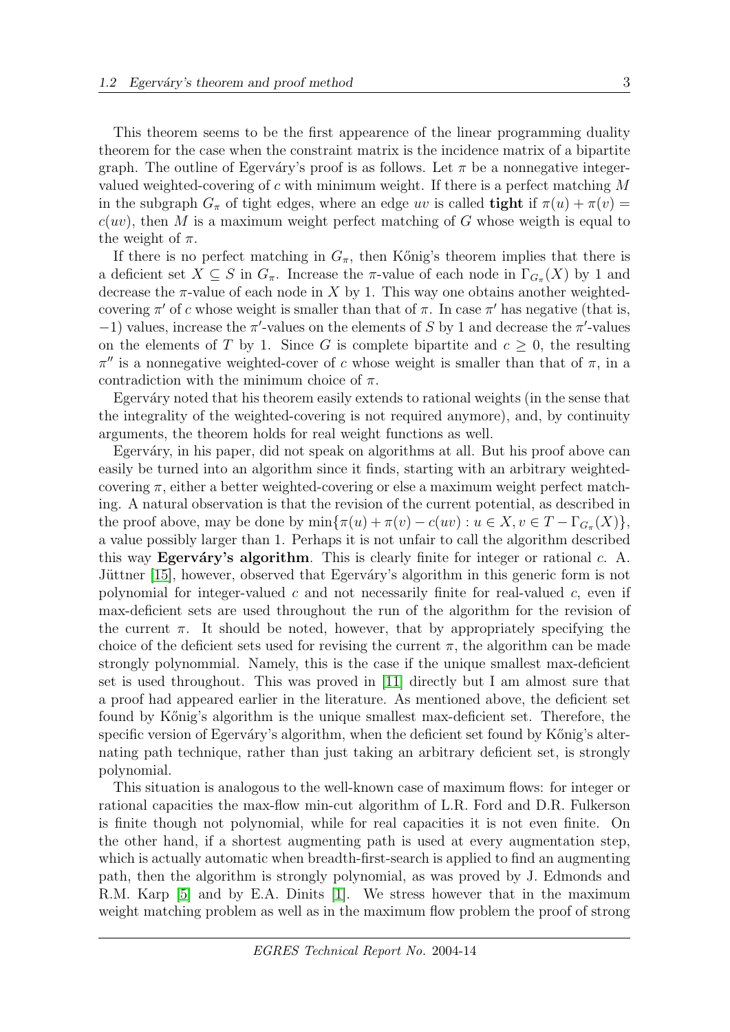This theorem seems to be the first appearence of the linear programming duality theorem for the case when the constraint matrix is the incidence matrix of a bipartite graph. The outline of Egerváry's proof is as follows. Let $\pi$ be a nonnegative integer-valued weighted-covering of $c$ with minimum weight. If there is a perfect matching $M$ in the subgraph $G_\pi$ of tight edges, where an edge $uv$ is called **tight** if $\pi(u) + \pi(v) = c(uv)$, then $M$ is a maximum weight perfect matching of $G$ whose weigth is equal to the weight of $\pi$.

If there is no perfect matching in $G_\pi$, then Kőnig's theorem implies that there is a deficient set $X \subseteq S$ in $G_\pi$. Increase the $\pi$-value of each node in $\Gamma_{G_\pi}(X)$ by 1 and decrease the $\pi$-value of each node in $X$ by 1. This way one obtains another weighted-covering $\pi'$ of $c$ whose weight is smaller than that of $\pi$. In case $\pi'$ has negative (that is, $-1$) values, increase the $\pi'$-values on the elements of $S$ by 1 and decrease the $\pi'$-values on the elements of $T$ by 1. Since $G$ is complete bipartite and $c \geq 0$, the resulting $\pi''$ is a nonnegative weighted-cover of $c$ whose weight is smaller than that of $\pi$, in a contradiction with the minimum choice of $\pi$.

Egerváry noted that his theorem easily extends to rational weights (in the sense that the integrality of the weighted-covering is not required anymore), and, by continuity arguments, the theorem holds for real weight functions as well.

Egerváry, in his paper, did not speak on algorithms at all. But his proof above can easily be turned into an algorithm since it finds, starting with an arbitrary weighted-covering $\pi$, either a better weighted-covering or else a maximum weight perfect matching. A natural observation is that the revision of the current potential, as described in the proof above, may be done by $\min\{\pi(u) + \pi(v) - c(uv) : u \in X, v \in T - \Gamma_{G_\pi}(X)\}$, a value possibly larger than 1. Perhaps it is not unfair to call the algorithm described this way **Egerváry's algorithm**. This is clearly finite for integer or rational $c$. A. Jüttner [15], however, observed that Egerváry's algorithm in this generic form is not polynomial for integer-valued $c$ and not necessarily finite for real-valued $c$, even if max-deficient sets are used throughout the run of the algorithm for the revision of the current $\pi$. It should be noted, however, that by appropriately specifying the choice of the deficient sets used for revising the current $\pi$, the algorithm can be made strongly polynommial. Namely, this is the case if the unique smallest max-deficient set is used throughout. This was proved in [11] directly but I am almost sure that a proof had appeared earlier in the literature. As mentioned above, the deficient set found by Kőnig's algorithm is the unique smallest max-deficient set. Therefore, the specific version of Egerváry's algorithm, when the deficient set found by Kőnig's alternating path technique, rather than just taking an arbitrary deficient set, is strongly polynomial.

This situation is analogous to the well-known case of maximum flows: for integer or rational capacities the max-flow min-cut algorithm of L.R. Ford and D.R. Fulkerson is finite though not polynomial, while for real capacities it is not even finite. On the other hand, if a shortest augmenting path is used at every augmentation step, which is actually automatic when breadth-first-search is applied to find an augmenting path, then the algorithm is strongly polynomial, as was proved by J. Edmonds and R.M. Karp [5] and by E.A. Dinits [1]. We stress however that in the maximum weight matching problem as well as in the maximum flow problem the proof of strong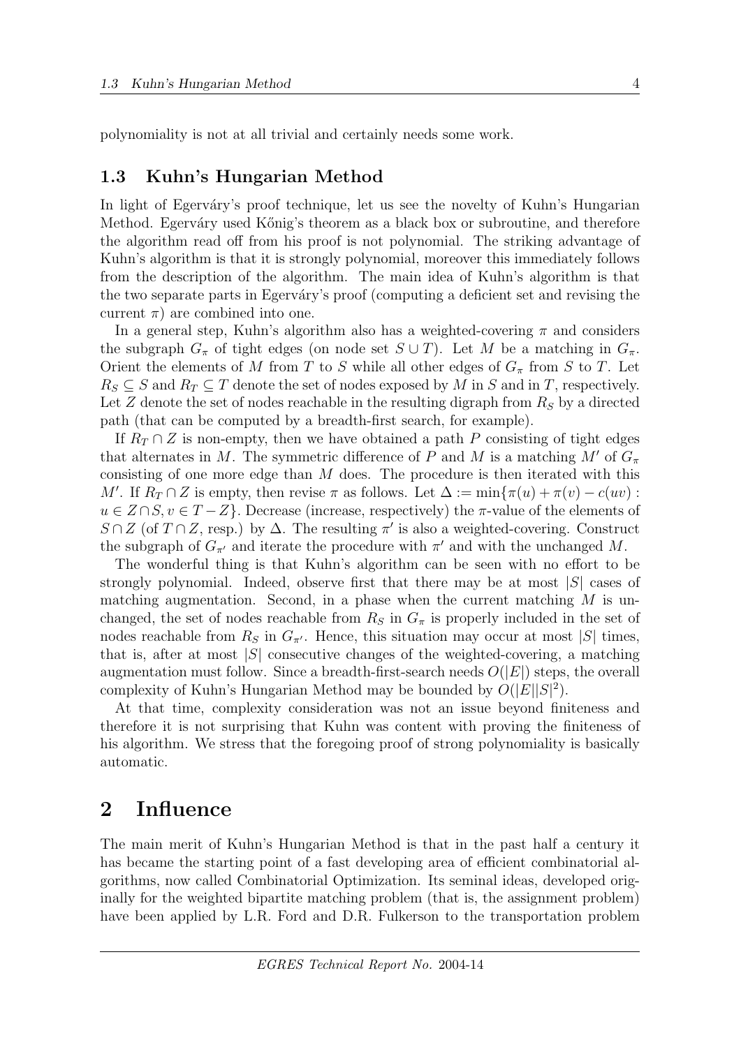polynomiality is not at all trivial and certainly needs some work.

## 1.3 Kuhn's Hungarian Method

In light of Egerváry's proof technique, let us see the novelty of Kuhn's Hungarian Method. Egerváry used Kőnig's theorem as a black box or subroutine, and therefore the algorithm read off from his proof is not polynomial. The striking advantage of Kuhn's algorithm is that it is strongly polynomial, moreover this immediately follows from the description of the algorithm. The main idea of Kuhn's algorithm is that the two separate parts in Egerváry's proof (computing a deficient set and revising the current $\pi$) are combined into one.

In a general step, Kuhn's algorithm also has a weighted-covering $\pi$ and considers the subgraph $G_\pi$ of tight edges (on node set $S \cup T$). Let $M$ be a matching in $G_\pi$. Orient the elements of $M$ from $T$ to $S$ while all other edges of $G_\pi$ from $S$ to $T$. Let $R_S \subseteq S$ and $R_T \subseteq T$ denote the set of nodes exposed by $M$ in $S$ and in $T$, respectively. Let $Z$ denote the set of nodes reachable in the resulting digraph from $R_S$ by a directed path (that can be computed by a breadth-first search, for example).

If $R_T \cap Z$ is non-empty, then we have obtained a path $P$ consisting of tight edges that alternates in $M$. The symmetric difference of $P$ and $M$ is a matching $M'$ of $G_\pi$ consisting of one more edge than $M$ does. The procedure is then iterated with this $M'$. If $R_T \cap Z$ is empty, then revise $\pi$ as follows. Let $\Delta := \min\{\pi(u) + \pi(v) - c(uv) : u \in Z \cap S, v \in T - Z\}$. Decrease (increase, respectively) the $\pi$-value of the elements of $S \cap Z$ (of $T \cap Z$, resp.) by $\Delta$. The resulting $\pi'$ is also a weighted-covering. Construct the subgraph of $G_{\pi'}$ and iterate the procedure with $\pi'$ and with the unchanged $M$.

The wonderful thing is that Kuhn's algorithm can be seen with no effort to be strongly polynomial. Indeed, observe first that there may be at most $|S|$ cases of matching augmentation. Second, in a phase when the current matching $M$ is unchanged, the set of nodes reachable from $R_S$ in $G_\pi$ is properly included in the set of nodes reachable from $R_S$ in $G_{\pi'}$. Hence, this situation may occur at most $|S|$ times, that is, after at most $|S|$ consecutive changes of the weighted-covering, a matching augmentation must follow. Since a breadth-first-search needs $O(|E|)$ steps, the overall complexity of Kuhn's Hungarian Method may be bounded by $O(|E||S|^2)$.

At that time, complexity consideration was not an issue beyond finiteness and therefore it is not surprising that Kuhn was content with proving the finiteness of his algorithm. We stress that the foregoing proof of strong polynomiality is basically automatic.

# 2 Influence

The main merit of Kuhn's Hungarian Method is that in the past half a century it has became the starting point of a fast developing area of efficient combinatorial algorithms, now called Combinatorial Optimization. Its seminal ideas, developed originally for the weighted bipartite matching problem (that is, the assignment problem) have been applied by L.R. Ford and D.R. Fulkerson to the transportation problem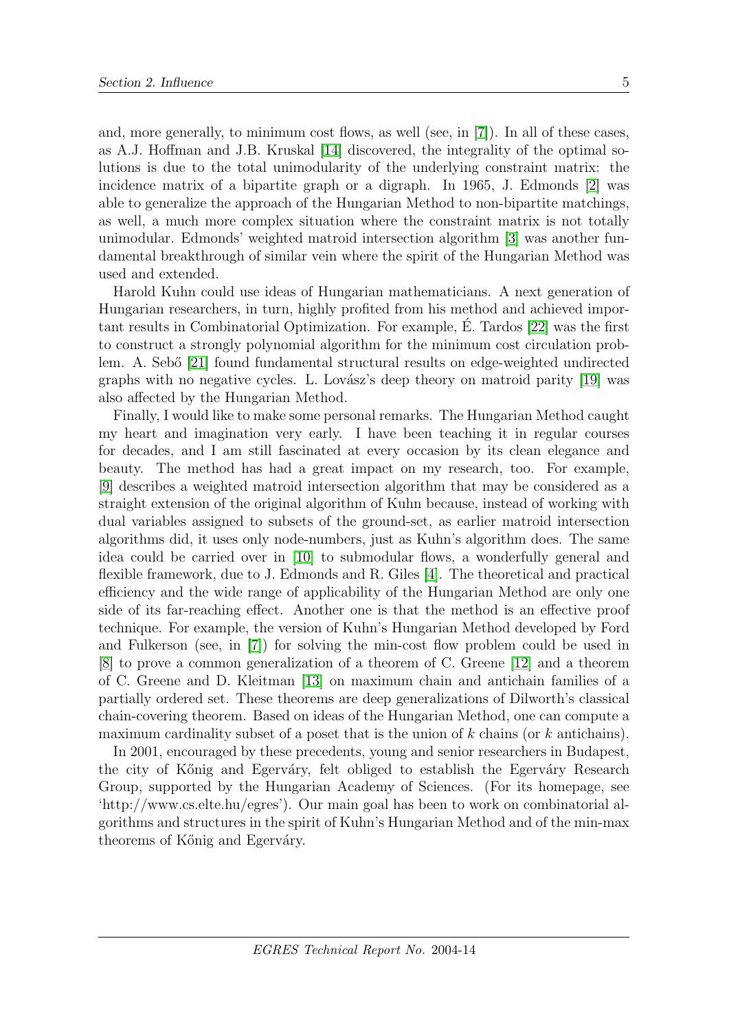and, more generally, to minimum cost flows, as well (see, in [7]). In all of these cases, as A.J. Hoffman and J.B. Kruskal [14] discovered, the integrality of the optimal solutions is due to the total unimodularity of the underlying constraint matrix: the incidence matrix of a bipartite graph or a digraph. In 1965, J. Edmonds [2] was able to generalize the approach of the Hungarian Method to non-bipartite matchings, as well, a much more complex situation where the constraint matrix is not totally unimodular. Edmonds' weighted matroid intersection algorithm [3] was another fundamental breakthrough of similar vein where the spirit of the Hungarian Method was used and extended.

Harold Kuhn could use ideas of Hungarian mathematicians. A next generation of Hungarian researchers, in turn, highly profited from his method and achieved important results in Combinatorial Optimization. For example, É. Tardos [22] was the first to construct a strongly polynomial algorithm for the minimum cost circulation problem. A. Sebő [21] found fundamental structural results on edge-weighted undirected graphs with no negative cycles. L. Lovász's deep theory on matroid parity [19] was also affected by the Hungarian Method.

Finally, I would like to make some personal remarks. The Hungarian Method caught my heart and imagination very early. I have been teaching it in regular courses for decades, and I am still fascinated at every occasion by its clean elegance and beauty. The method has had a great impact on my research, too. For example, [9] describes a weighted matroid intersection algorithm that may be considered as a straight extension of the original algorithm of Kuhn because, instead of working with dual variables assigned to subsets of the ground-set, as earlier matroid intersection algorithms did, it uses only node-numbers, just as Kuhn's algorithm does. The same idea could be carried over in [10] to submodular flows, a wonderfully general and flexible framework, due to J. Edmonds and R. Giles [4]. The theoretical and practical efficiency and the wide range of applicability of the Hungarian Method are only one side of its far-reaching effect. Another one is that the method is an effective proof technique. For example, the version of Kuhn's Hungarian Method developed by Ford and Fulkerson (see, in [7]) for solving the min-cost flow problem could be used in [8] to prove a common generalization of a theorem of C. Greene [12] and a theorem of C. Greene and D. Kleitman [13] on maximum chain and antichain families of a partially ordered set. These theorems are deep generalizations of Dilworth's classical chain-covering theorem. Based on ideas of the Hungarian Method, one can compute a maximum cardinality subset of a poset that is the union of $k$ chains (or $k$ antichains).

In 2001, encouraged by these precedents, young and senior researchers in Budapest, the city of Kőnig and Egerváry, felt obliged to establish the Egerváry Research Group, supported by the Hungarian Academy of Sciences. (For its homepage, see 'http://www.cs.elte.hu/egres'). Our main goal has been to work on combinatorial algorithms and structures in the spirit of Kuhn's Hungarian Method and of the min-max theorems of Kőnig and Egerváry.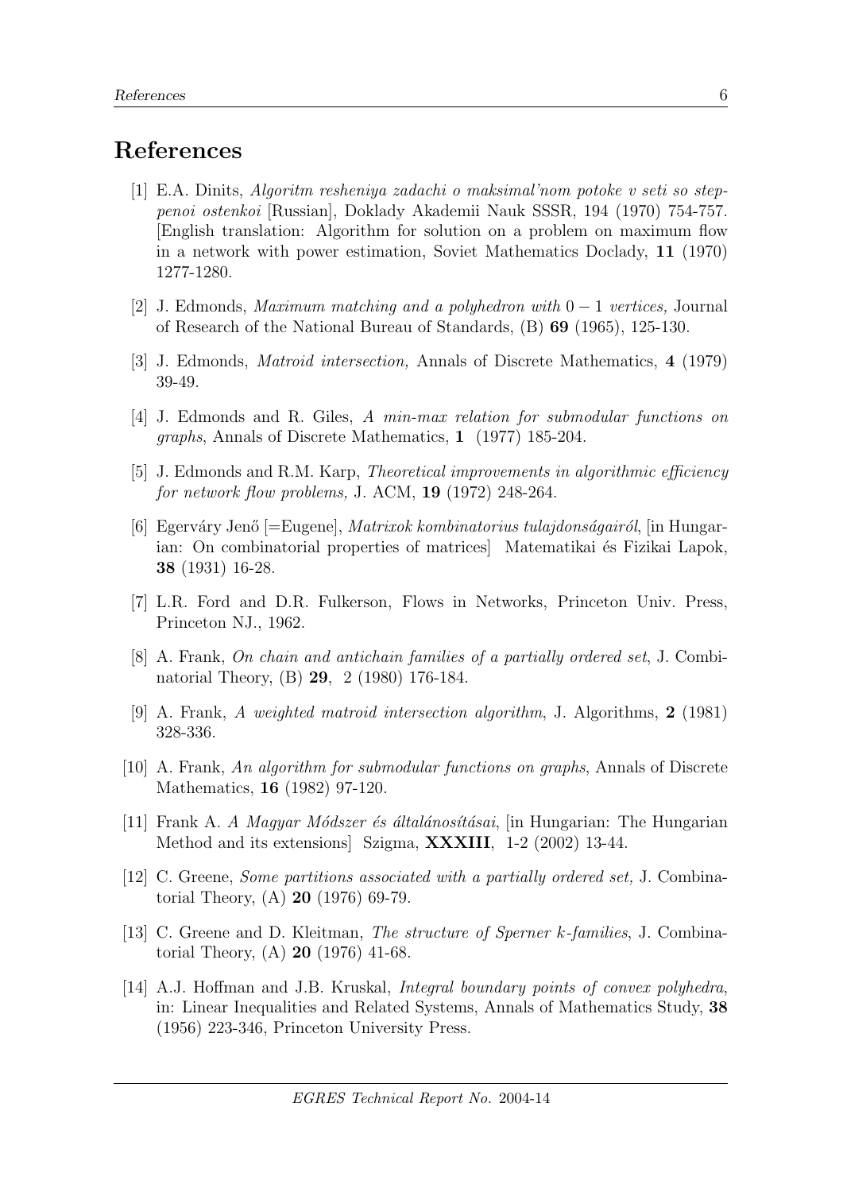# References

[1] E.A. Dinits, *Algoritm resheniya zadachi o maksimal'nom potoke v seti so steppenoi ostenkoi* [Russian], Doklady Akademii Nauk SSSR, 194 (1970) 754-757. [English translation: Algorithm for solution on a problem on maximum flow in a network with power estimation, Soviet Mathematics Doclady, **11** (1970) 1277-1280.

[2] J. Edmonds, *Maximum matching and a polyhedron with $0-1$ vertices,* Journal of Research of the National Bureau of Standards, (B) **69** (1965), 125-130.

[3] J. Edmonds, *Matroid intersection,* Annals of Discrete Mathematics, **4** (1979) 39-49.

[4] J. Edmonds and R. Giles, *A min-max relation for submodular functions on graphs*, Annals of Discrete Mathematics, **1** (1977) 185-204.

[5] J. Edmonds and R.M. Karp, *Theoretical improvements in algorithmic efficiency for network flow problems,* J. ACM, **19** (1972) 248-264.

[6] Egerváry Jenő [=Eugene], *Matrixok kombinatorius tulajdonságairól*, [in Hungarian: On combinatorial properties of matrices] Matematikai és Fizikai Lapok, **38** (1931) 16-28.

[7] L.R. Ford and D.R. Fulkerson, Flows in Networks, Princeton Univ. Press, Princeton NJ., 1962.

[8] A. Frank, *On chain and antichain families of a partially ordered set*, J. Combinatorial Theory, (B) **29**, 2 (1980) 176-184.

[9] A. Frank, *A weighted matroid intersection algorithm*, J. Algorithms, **2** (1981) 328-336.

[10] A. Frank, *An algorithm for submodular functions on graphs*, Annals of Discrete Mathematics, **16** (1982) 97-120.

[11] Frank A. *A Magyar Módszer és általánosításai*, [in Hungarian: The Hungarian Method and its extensions] Szigma, **XXXIII**, 1-2 (2002) 13-44.

[12] C. Greene, *Some partitions associated with a partially ordered set,* J. Combinatorial Theory, (A) **20** (1976) 69-79.

[13] C. Greene and D. Kleitman, *The structure of Sperner k-families*, J. Combinatorial Theory, (A) **20** (1976) 41-68.

[14] A.J. Hoffman and J.B. Kruskal, *Integral boundary points of convex polyhedra*, in: Linear Inequalities and Related Systems, Annals of Mathematics Study, **38** (1956) 223-346, Princeton University Press.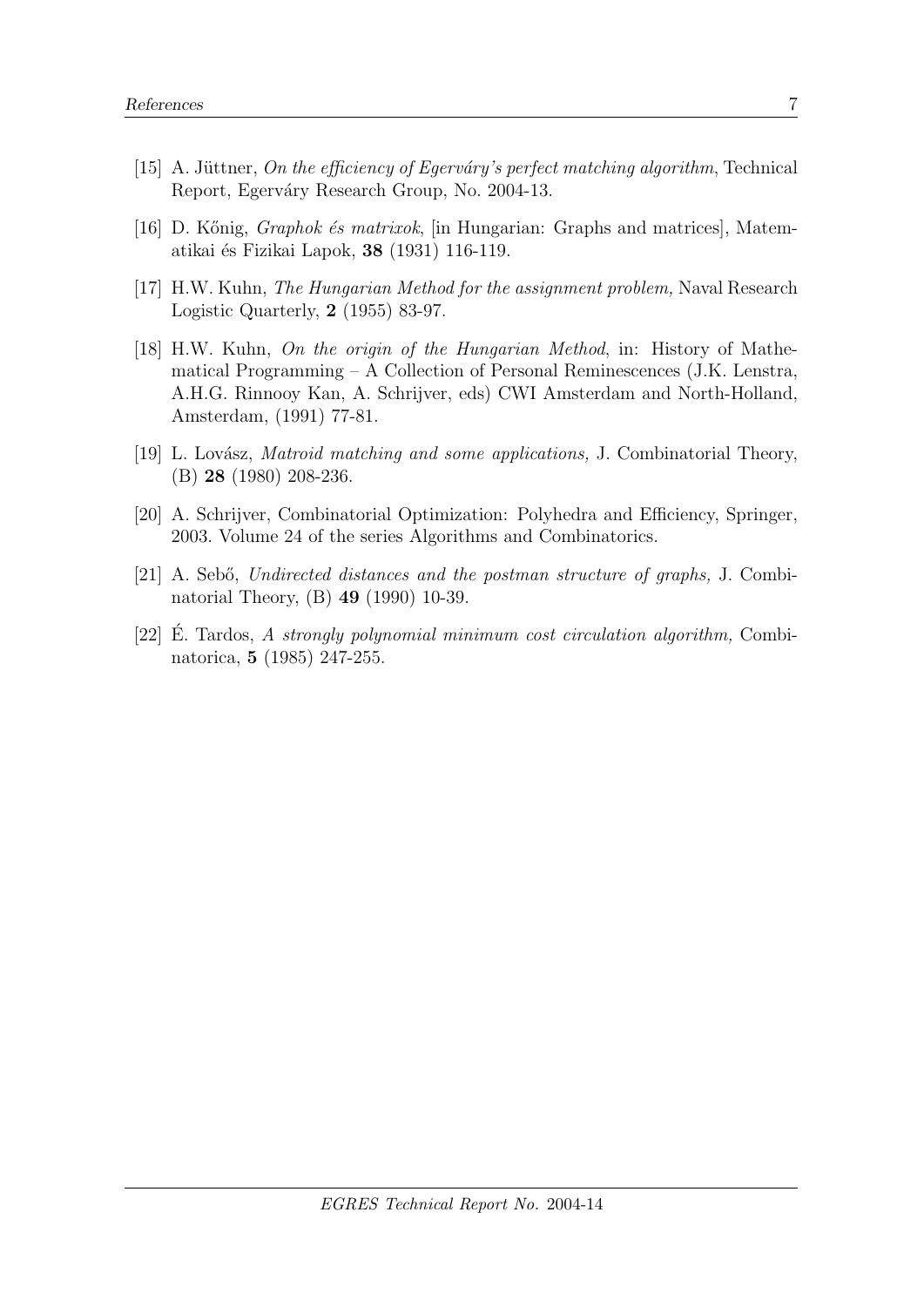[15] A. Jüttner, *On the efficiency of Egerváry's perfect matching algorithm*, Technical Report, Egerváry Research Group, No. 2004-13.

[16] D. Kőnig, *Graphok és matrixok*, [in Hungarian: Graphs and matrices], Matematikai és Fizikai Lapok, **38** (1931) 116-119.

[17] H.W. Kuhn, *The Hungarian Method for the assignment problem,* Naval Research Logistic Quarterly, **2** (1955) 83-97.

[18] H.W. Kuhn, *On the origin of the Hungarian Method*, in: History of Mathematical Programming – A Collection of Personal Reminescences (J.K. Lenstra, A.H.G. Rinnooy Kan, A. Schrijver, eds) CWI Amsterdam and North-Holland, Amsterdam, (1991) 77-81.

[19] L. Lovász, *Matroid matching and some applications,* J. Combinatorial Theory, (B) **28** (1980) 208-236.

[20] A. Schrijver, Combinatorial Optimization: Polyhedra and Efficiency, Springer, 2003. Volume 24 of the series Algorithms and Combinatorics.

[21] A. Sebő, *Undirected distances and the postman structure of graphs,* J. Combinatorial Theory, (B) **49** (1990) 10-39.

[22] É. Tardos, *A strongly polynomial minimum cost circulation algorithm,* Combinatorica, **5** (1985) 247-255.